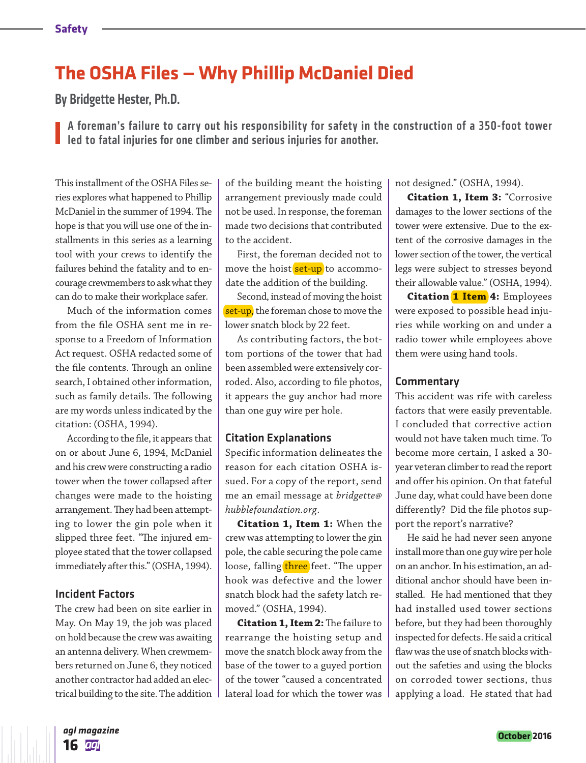# The OSHA Files – Why Phillip McDaniel Died

## By Bridgette Hester, Ph.D.

**A foreman's failure to carry out his responsibility for safety in the construction of a 350-foot tower led to fatal injuries for one climber and serious injuries for another.**

This installment of the OSHA Files series explores what happened to Phillip McDaniel in the summer of 1994. The hope is that you will use one of the installments in this series as a learning tool with your crews to identify the failures behind the fatality and to encourage crewmembers to ask what they can do to make their workplace safer.

Much of the information comes from the file OSHA sent me in response to a Freedom of Information Act request. OSHA redacted some of the file contents. Through an online search, I obtained other information, such as family details. The following are my words unless indicated by the citation: (OSHA, 1994).

According to the file, it appears that on or about June 6, 1994, McDaniel and his crew were constructing a radio tower when the tower collapsed after changes were made to the hoisting arrangement. They had been attempting to lower the gin pole when it slipped three feet. "The injured employee stated that the tower collapsed immediately after this." (OSHA, 1994).

### Incident Factors

The crew had been on site earlier in May. On May 19, the job was placed on hold because the crew was awaiting an antenna delivery. When crewmembers returned on June 6, they noticed another contractor had added an electrical building to the site. The addition of the building meant the hoisting arrangement previously made could not be used. In response, the foreman made two decisions that contributed to the accident.

First, the foreman decided not to move the hoist set-up to accommodate the addition of the building.

Second, instead of moving the hoist set-up, the foreman chose to move the lower snatch block by 22 feet.

As contributing factors, the bottom portions of the tower that had been assembled were extensively corroded. Also, according to file photos, it appears the guy anchor had more than one guy wire per hole.

### Citation Explanations

Specific information delineates the reason for each citation OSHA issued. For a copy of the report, send me an email message at *bridgette@hubblefoundation.org*.

**Citation 1, Item 1:** When the crew was attempting to lower the gin pole, the cable securing the pole came loose, falling three feet. "The upper hook was defective and the lower snatch block had the safety latch removed." (OSHA, 1994).

**Citation 1, Item 2:** The failure to rearrange the hoisting setup and move the snatch block away from the base of the tower to a guyed portion of the tower "caused a concentrated lateral load for which the tower was not designed." (OSHA, 1994).

**Citation 1, Item 3:** "Corrosive damages to the lower sections of the tower were extensive. Due to the extent of the corrosive damages in the lower section of the tower, the vertical legs were subject to stresses beyond their allowable value." (OSHA, 1994).

**Citation 1 Item 4:** Employees were exposed to possible head injuries while working on and under a radio tower while employees above them were using hand tools.

### Commentary

This accident was rife with careless factors that were easily preventable. I concluded that corrective action would not have taken much time. To become more certain, I asked a 30-year veteran climber to read the report and offer his opinion. On that fateful June day, what could have been done differently? Did the file photos support the report's narrative?

He said he had never seen anyone install more than one guy wire per hole on an anchor. In his estimation, an additional anchor should have been installed. He had mentioned that they had installed used tower sections before, but they had been thoroughly inspected for defects. He said a critical flaw was the use of snatch blocks without the safeties and using the blocks on corroded tower sections, thus applying a load. He stated that had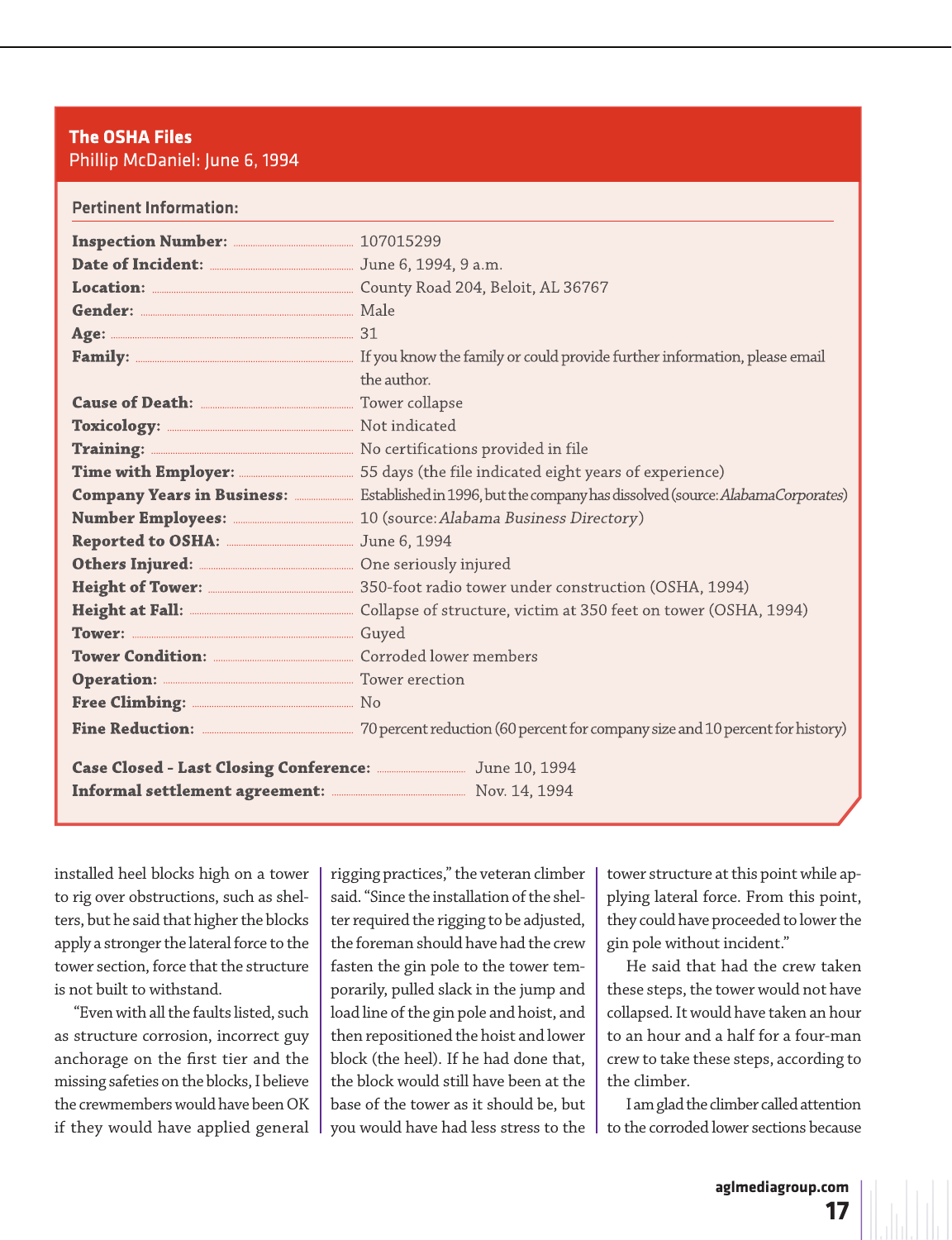## The OSHA Files

Phillip McDaniel: June 6, 1994

**Pertinent Information:**

| | |
|---|---|
| **Inspection Number:** | 107015299 |
| **Date of Incident:** | June 6, 1994, 9 a.m. |
| **Location:** | County Road 204, Beloit, AL 36767 |
| **Gender:** | Male |
| **Age:** | 31 |
| **Family:** | If you know the family or could provide further information, please email the author. |
| **Cause of Death:** | Tower collapse |
| **Toxicology:** | Not indicated |
| **Training:** | No certifications provided in file |
| **Time with Employer:** | 55 days (the file indicated eight years of experience) |
| **Company Years in Business:** | Established in 1996, but the company has dissolved (source: *AlabamaCorporates*) |
| **Number Employees:** | 10 (source: *Alabama Business Directory*) |
| **Reported to OSHA:** | June 6, 1994 |
| **Others Injured:** | One seriously injured |
| **Height of Tower:** | 350-foot radio tower under construction (OSHA, 1994) |
| **Height at Fall:** | Collapse of structure, victim at 350 feet on tower (OSHA, 1994) |
| **Tower:** | Guyed |
| **Tower Condition:** | Corroded lower members |
| **Operation:** | Tower erection |
| **Free Climbing:** | No |
| **Fine Reduction:** | 70 percent reduction (60 percent for company size and 10 percent for history) |
| **Case Closed - Last Closing Conference:** | June 10, 1994 |
| **Informal settlement agreement:** | Nov. 14, 1994 |

installed heel blocks high on a tower to rig over obstructions, such as shelters, but he said that higher the blocks apply a stronger the lateral force to the tower section, force that the structure is not built to withstand.

"Even with all the faults listed, such as structure corrosion, incorrect guy anchorage on the first tier and the missing safeties on the blocks, I believe the crewmembers would have been OK if they would have applied general rigging practices," the veteran climber said. "Since the installation of the shelter required the rigging to be adjusted, the foreman should have had the crew fasten the gin pole to the tower temporarily, pulled slack in the jump and load line of the gin pole and hoist, and then repositioned the hoist and lower block (the heel). If he had done that, the block would still have been at the base of the tower as it should be, but you would have had less stress to the tower structure at this point while applying lateral force. From this point, they could have proceeded to lower the gin pole without incident."

He said that had the crew taken these steps, the tower would not have collapsed. It would have taken an hour to an hour and a half for a four-man crew to take these steps, according to the climber.

I am glad the climber called attention to the corroded lower sections because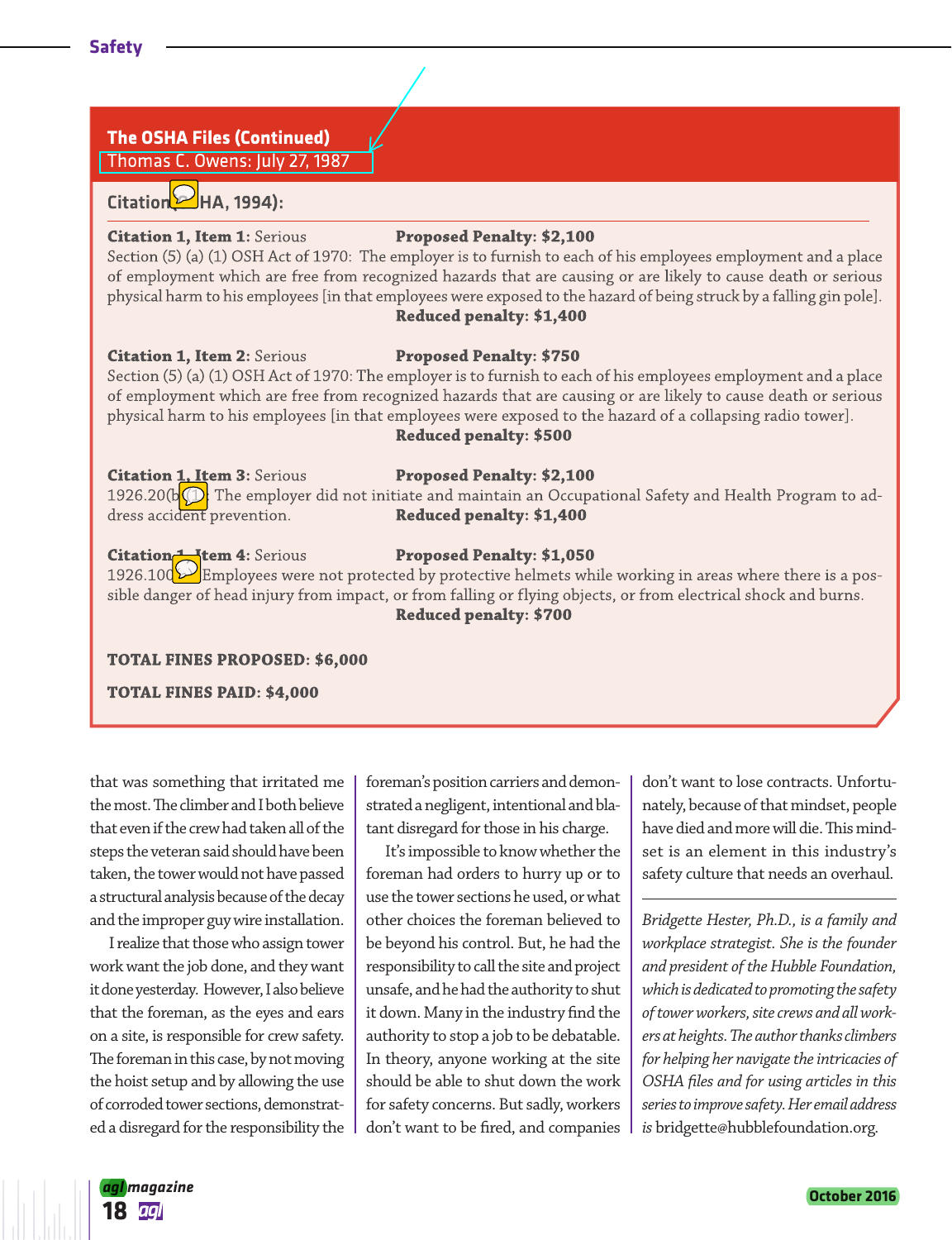## The OSHA Files (Continued)

Thomas C. Owens: July 27, 1987

### Citation (OSHA, 1994):

**Citation 1, Item 1:** Serious **Proposed Penalty: $2,100**
Section (5) (a) (1) OSH Act of 1970: The employer is to furnish to each of his employees employment and a place of employment which are free from recognized hazards that are causing or are likely to cause death or serious physical harm to his employees [in that employees were exposed to the hazard of being struck by a falling gin pole].
**Reduced penalty: $1,400**

**Citation 1, Item 2:** Serious **Proposed Penalty: $750**
Section (5) (a) (1) OSH Act of 1970: The employer is to furnish to each of his employees employment and a place of employment which are free from recognized hazards that are causing or are likely to cause death or serious physical harm to his employees [in that employees were exposed to the hazard of a collapsing radio tower].
**Reduced penalty: $500**

**Citation 1, Item 3:** Serious **Proposed Penalty: $2,100**
1926.20(b)(1): The employer did not initiate and maintain an Occupational Safety and Health Program to address accident prevention. **Reduced penalty: $1,400**

**Citation 1, Item 4:** Serious **Proposed Penalty: $1,050**
1926.100(a): Employees were not protected by protective helmets while working in areas where there is a possible danger of head injury from impact, or from falling or flying objects, or from electrical shock and burns.
**Reduced penalty: $700**

**TOTAL FINES PROPOSED: $6,000**

**TOTAL FINES PAID: $4,000**

that was something that irritated me the most. The climber and I both believe that even if the crew had taken all of the steps the veteran said should have been taken, the tower would not have passed a structural analysis because of the decay and the improper guy wire installation.

I realize that those who assign tower work want the job done, and they want it done yesterday. However, I also believe that the foreman, as the eyes and ears on a site, is responsible for crew safety. The foreman in this case, by not moving the hoist setup and by allowing the use of corroded tower sections, demonstrated a disregard for the responsibility the foreman's position carriers and demonstrated a negligent, intentional and blatant disregard for those in his charge.

It's impossible to know whether the foreman had orders to hurry up or to use the tower sections he used, or what other choices the foreman believed to be beyond his control. But, he had the responsibility to call the site and project unsafe, and he had the authority to shut it down. Many in the industry find the authority to stop a job to be debatable. In theory, anyone working at the site should be able to shut down the work for safety concerns. But sadly, workers don't want to be fired, and companies don't want to lose contracts. Unfortunately, because of that mindset, people have died and more will die. This mindset is an element in this industry's safety culture that needs an overhaul.

---

*Bridgette Hester, Ph.D., is a family and workplace strategist. She is the founder and president of the Hubble Foundation, which is dedicated to promoting the safety of tower workers, site crews and all workers at heights. The author thanks climbers for helping her navigate the intricacies of OSHA files and for using articles in this series to improve safety. Her email address is* bridgette@hubblefoundation.org.